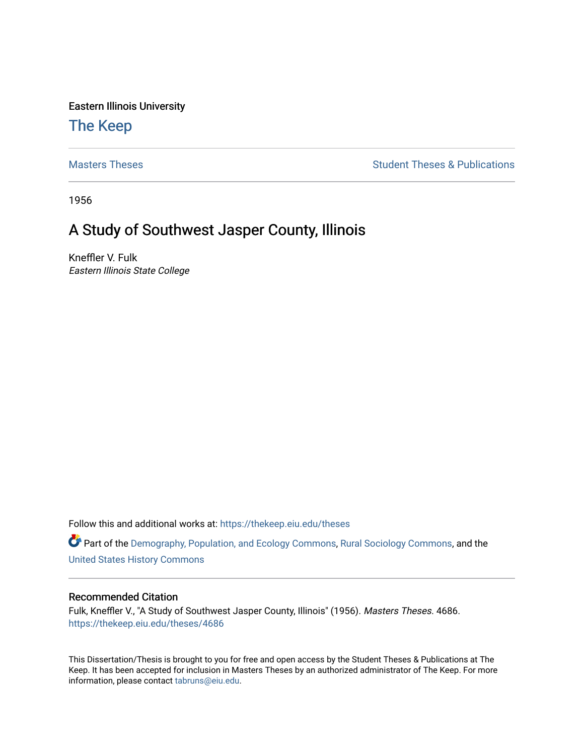Eastern Illinois University

# The Keep

Masters Theses

Student Theses & Publications

1956

## A Study of Southwest Jasper County, Illinois

Kneffler V. Fulk

*Eastern Illinois State College*

Follow this and additional works at: https://thekeep.eiu.edu/theses

Part of the Demography, Population, and Ecology Commons, Rural Sociology Commons, and the United States History Commons

### Recommended Citation

Fulk, Kneffler V., "A Study of Southwest Jasper County, Illinois" (1956). *Masters Theses*. 4686.
https://thekeep.eiu.edu/theses/4686

This Dissertation/Thesis is brought to you for free and open access by the Student Theses & Publications at The Keep. It has been accepted for inclusion in Masters Theses by an authorized administrator of The Keep. For more information, please contact tabruns@eiu.edu.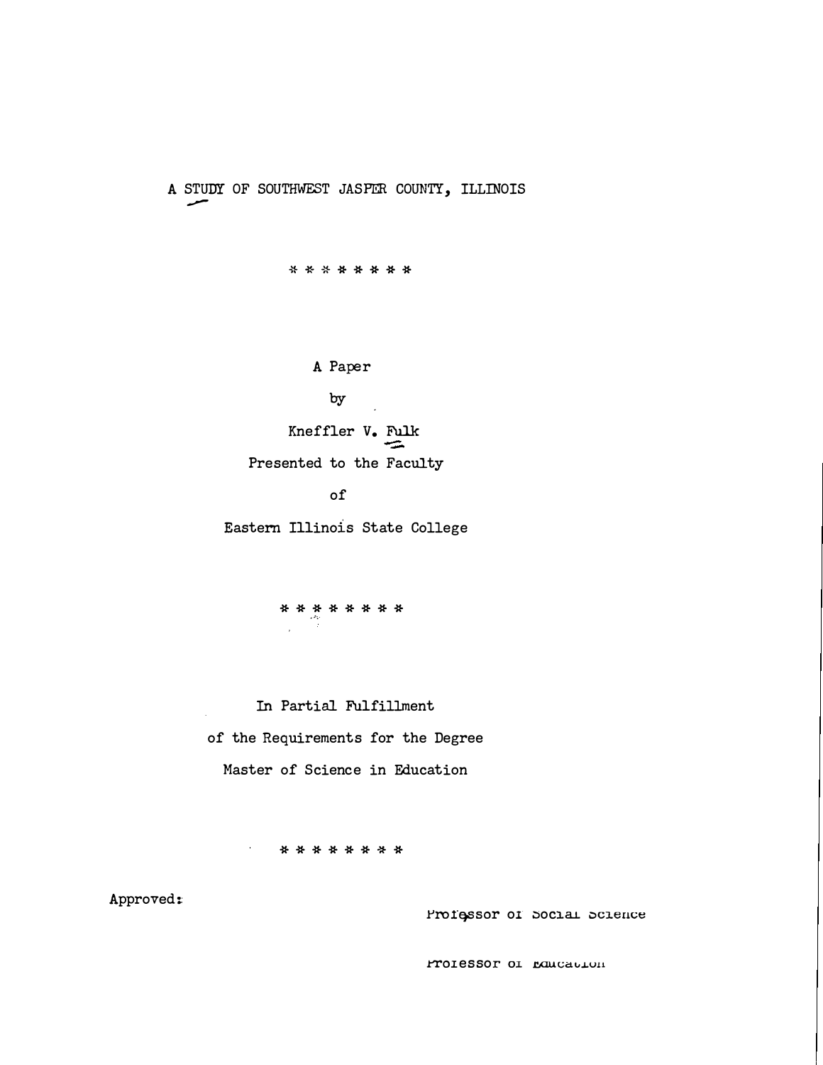# A STUDY OF SOUTHWEST JASPER COUNTY, ILLINOIS

\* \* \* \* \* \* \* \*

A Paper

by

Kneffler V. Fulk

Presented to the Faculty

of

Eastern Illinois State College

\* \* \* \* \* \* \* \*

In Partial Fulfillment

of the Requirements for the Degree

Master of Science in Education

\* \* \* \* \* \* \* \*

Approved:

Professor of Social Science

Professor of Education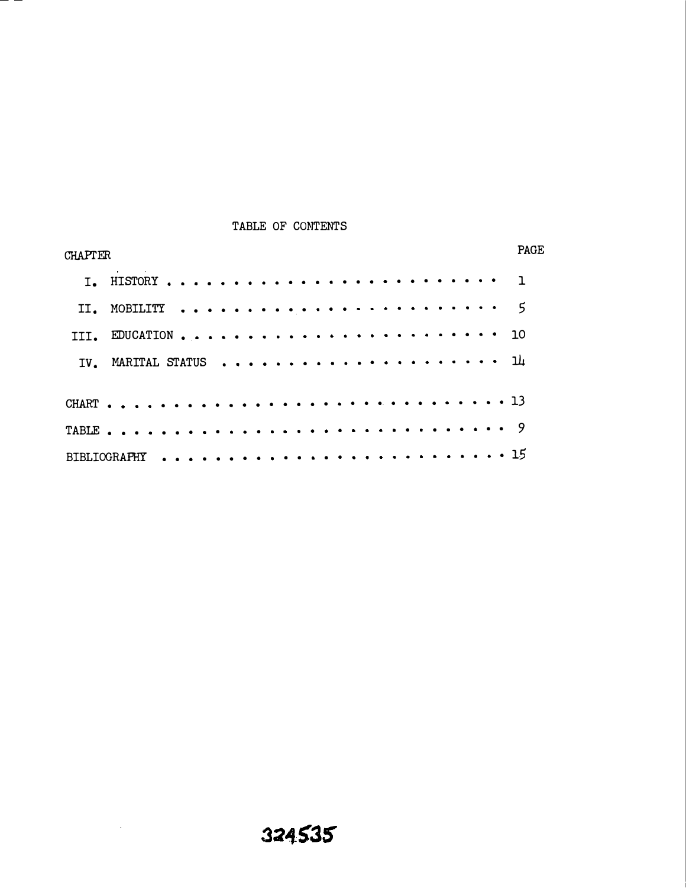# TABLE OF CONTENTS

| CHAPTER | PAGE |
|---|---|
| I. HISTORY | 1 |
| II. MOBILITY | 5 |
| III. EDUCATION | 10 |
| IV. MARITAL STATUS | 14 |
| CHART | 13 |
| TABLE | 9 |
| BIBLIOGRAPHY | 15 |

324535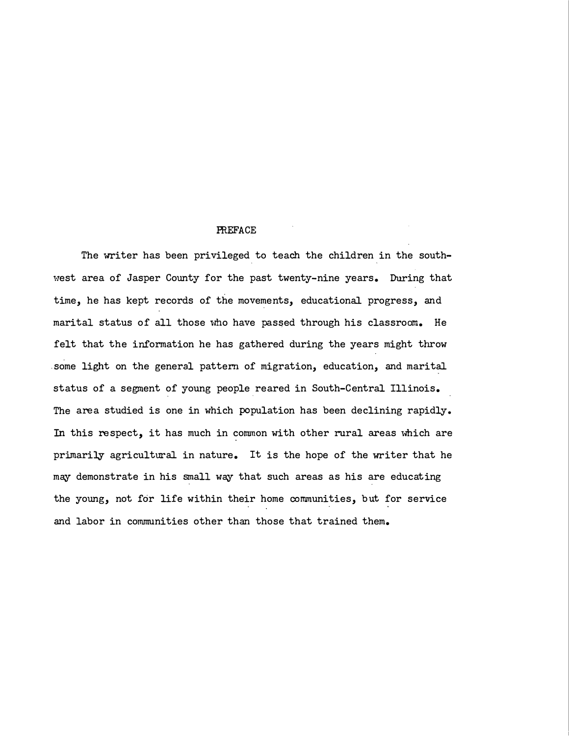# PREFACE

The writer has been privileged to teach the children in the southwest area of Jasper County for the past twenty-nine years. During that time, he has kept records of the movements, educational progress, and marital status of all those who have passed through his classroom. He felt that the information he has gathered during the years might throw some light on the general pattern of migration, education, and marital status of a segment of young people reared in South-Central Illinois. The area studied is one in which population has been declining rapidly. In this respect, it has much in common with other rural areas which are primarily agricultural in nature. It is the hope of the writer that he may demonstrate in his small way that such areas as his are educating the young, not for life within their home communities, but for service and labor in communities other than those that trained them.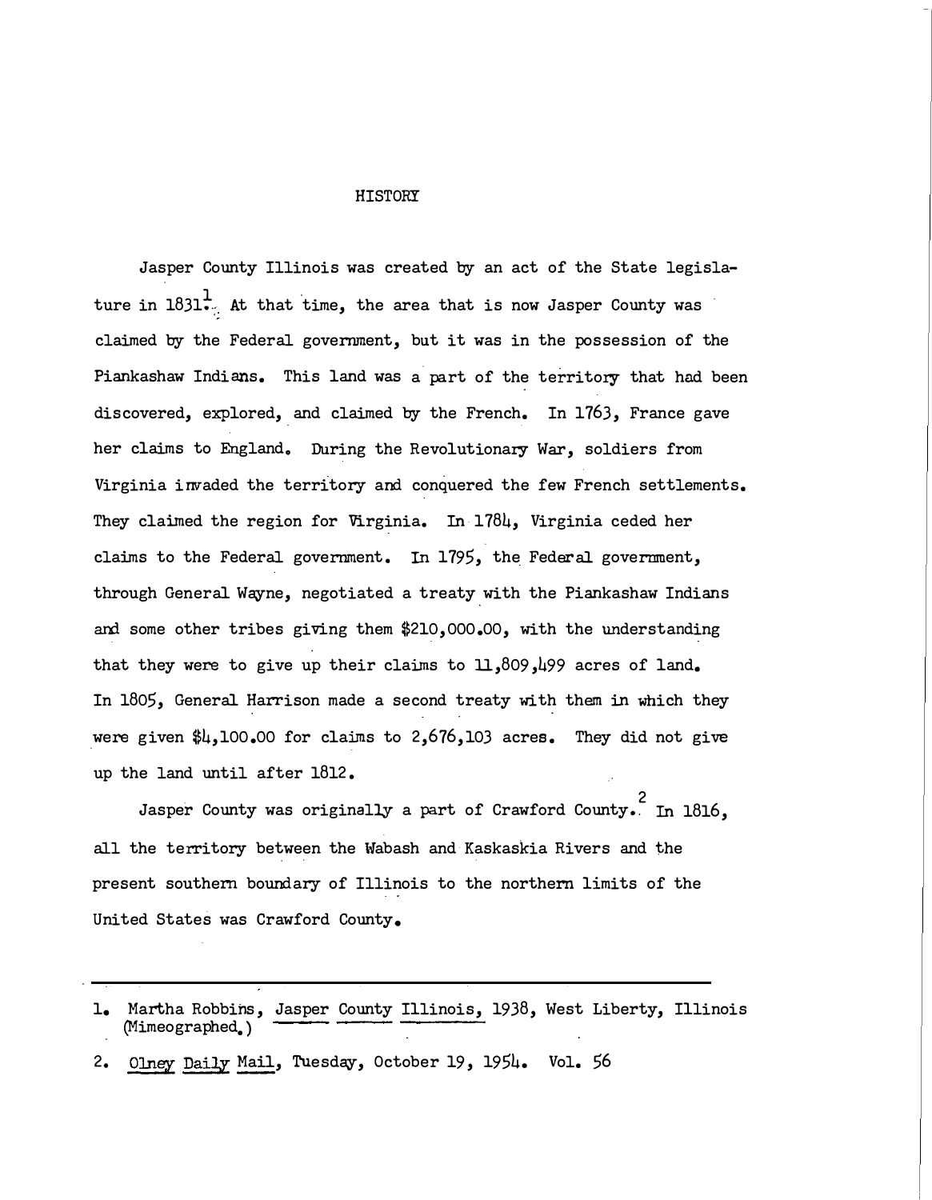# HISTORY

Jasper County Illinois was created by an act of the State legislature in 1831.[1] At that time, the area that is now Jasper County was claimed by the Federal government, but it was in the possession of the Piankashaw Indians. This land was a part of the territory that had been discovered, explored, and claimed by the French. In 1763, France gave her claims to England. During the Revolutionary War, soldiers from Virginia invaded the territory and conquered the few French settlements. They claimed the region for Virginia. In 1784, Virginia ceded her claims to the Federal government. In 1795, the Federal government, through General Wayne, negotiated a treaty with the Piankashaw Indians and some other tribes giving them $210,000.00, with the understanding that they were to give up their claims to 11,809,499 acres of land. In 1805, General Harrison made a second treaty with them in which they were given $4,100.00 for claims to 2,676,103 acres. They did not give up the land until after 1812.

Jasper County was originally a part of Crawford County.[2] In 1816, all the territory between the Wabash and Kaskaskia Rivers and the present southern boundary of Illinois to the northern limits of the United States was Crawford County.

---

1. Martha Robbins, Jasper County Illinois, 1938, West Liberty, Illinois (Mimeographed.)

2. Olney Daily Mail, Tuesday, October 19, 1954. Vol. 56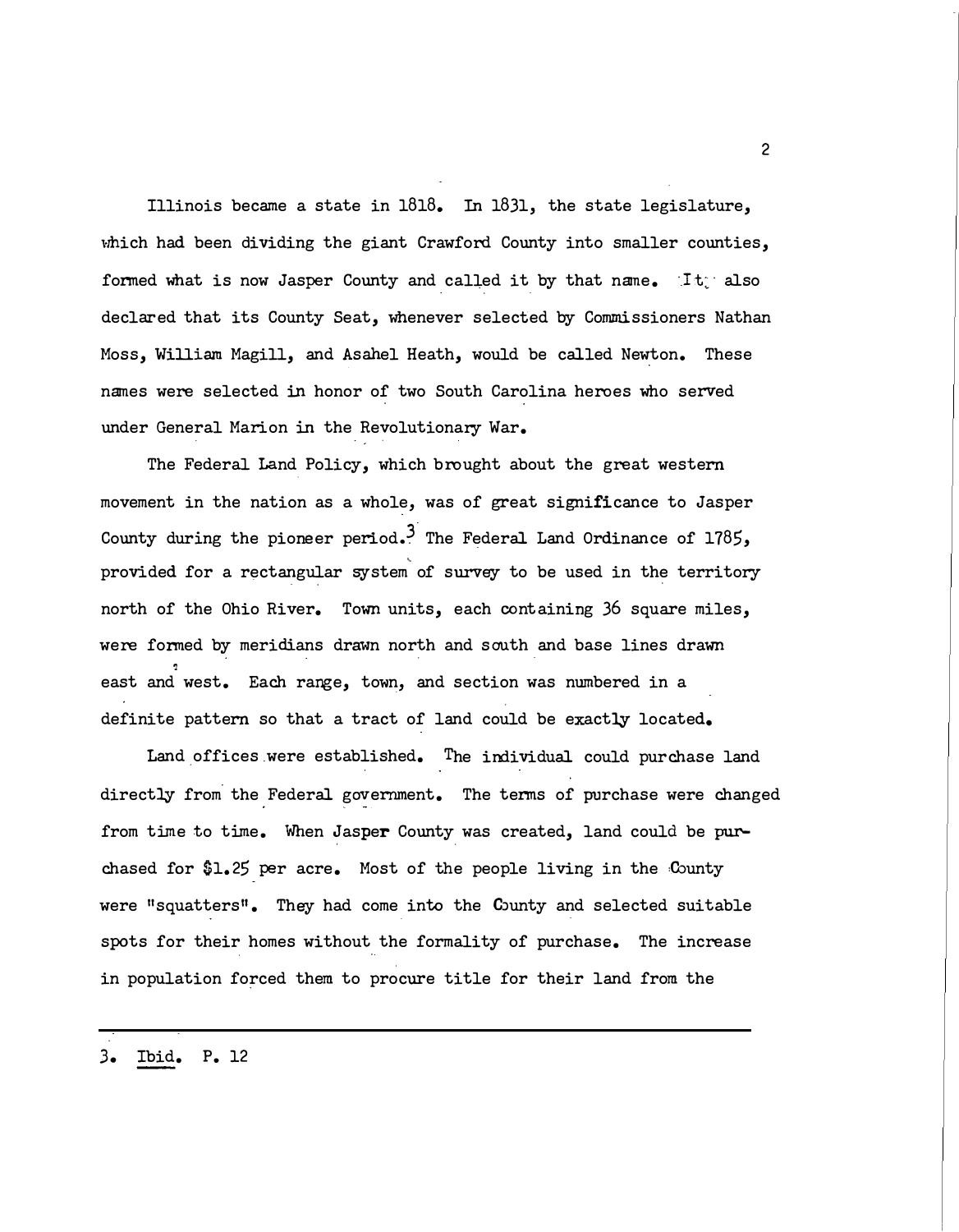Illinois became a state in 1818. In 1831, the state legislature, which had been dividing the giant Crawford County into smaller counties, formed what is now Jasper County and called it by that name. It also declared that its County Seat, whenever selected by Commissioners Nathan Moss, William Magill, and Asahel Heath, would be called Newton. These names were selected in honor of two South Carolina heroes who served under General Marion in the Revolutionary War.

The Federal Land Policy, which brought about the great western movement in the nation as a whole, was of great significance to Jasper County during the pioneer period.[3] The Federal Land Ordinance of 1785, provided for a rectangular system of survey to be used in the territory north of the Ohio River. Town units, each containing 36 square miles, were formed by meridians drawn north and south and base lines drawn east and west. Each range, town, and section was numbered in a definite pattern so that a tract of land could be exactly located.

Land offices were established. The individual could purchase land directly from the Federal government. The terms of purchase were changed from time to time. When Jasper County was created, land could be purchased for $1.25 per acre. Most of the people living in the County were "squatters". They had come into the County and selected suitable spots for their homes without the formality of purchase. The increase in population forced them to procure title for their land from the

---

3. Ibid. P. 12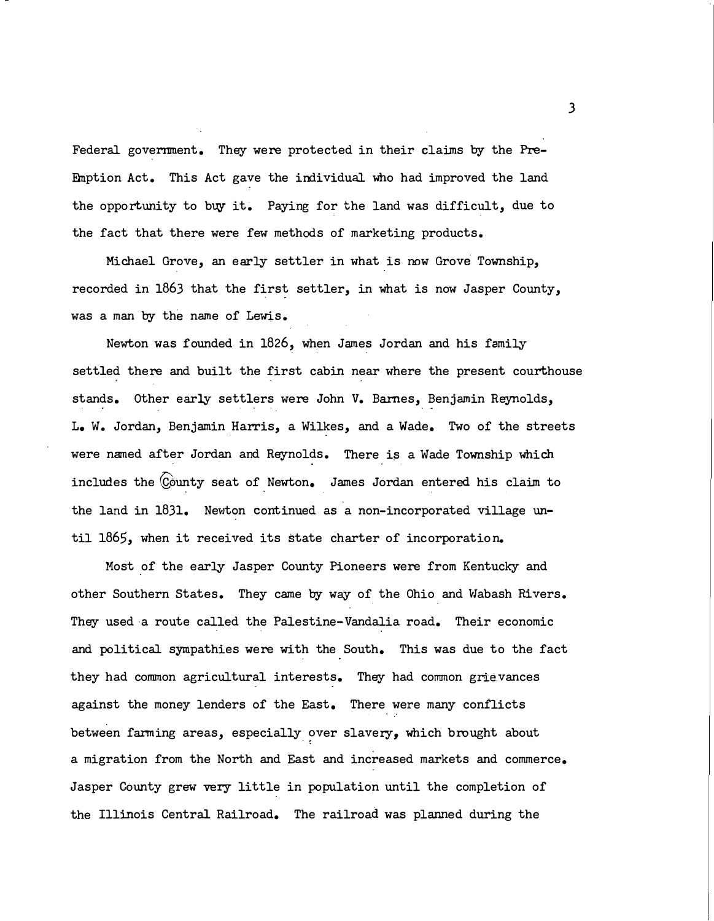Federal government. They were protected in their claims by the Pre-Emption Act. This Act gave the individual who had improved the land the opportunity to buy it. Paying for the land was difficult, due to the fact that there were few methods of marketing products.

Michael Grove, an early settler in what is now Grove Township, recorded in 1863 that the first settler, in what is now Jasper County, was a man by the name of Lewis.

Newton was founded in 1826, when James Jordan and his family settled there and built the first cabin near where the present courthouse stands. Other early settlers were John V. Barnes, Benjamin Reynolds, L. W. Jordan, Benjamin Harris, a Wilkes, and a Wade. Two of the streets were named after Jordan and Reynolds. There is a Wade Township which includes the County seat of Newton. James Jordan entered his claim to the land in 1831. Newton continued as a non-incorporated village until 1865, when it received its state charter of incorporation.

Most of the early Jasper County Pioneers were from Kentucky and other Southern States. They came by way of the Ohio and Wabash Rivers. They used a route called the Palestine-Vandalia road. Their economic and political sympathies were with the South. This was due to the fact they had common agricultural interests. They had common grievances against the money lenders of the East. There were many conflicts between farming areas, especially over slavery, which brought about a migration from the North and East and increased markets and commerce. Jasper County grew very little in population until the completion of the Illinois Central Railroad. The railroad was planned during the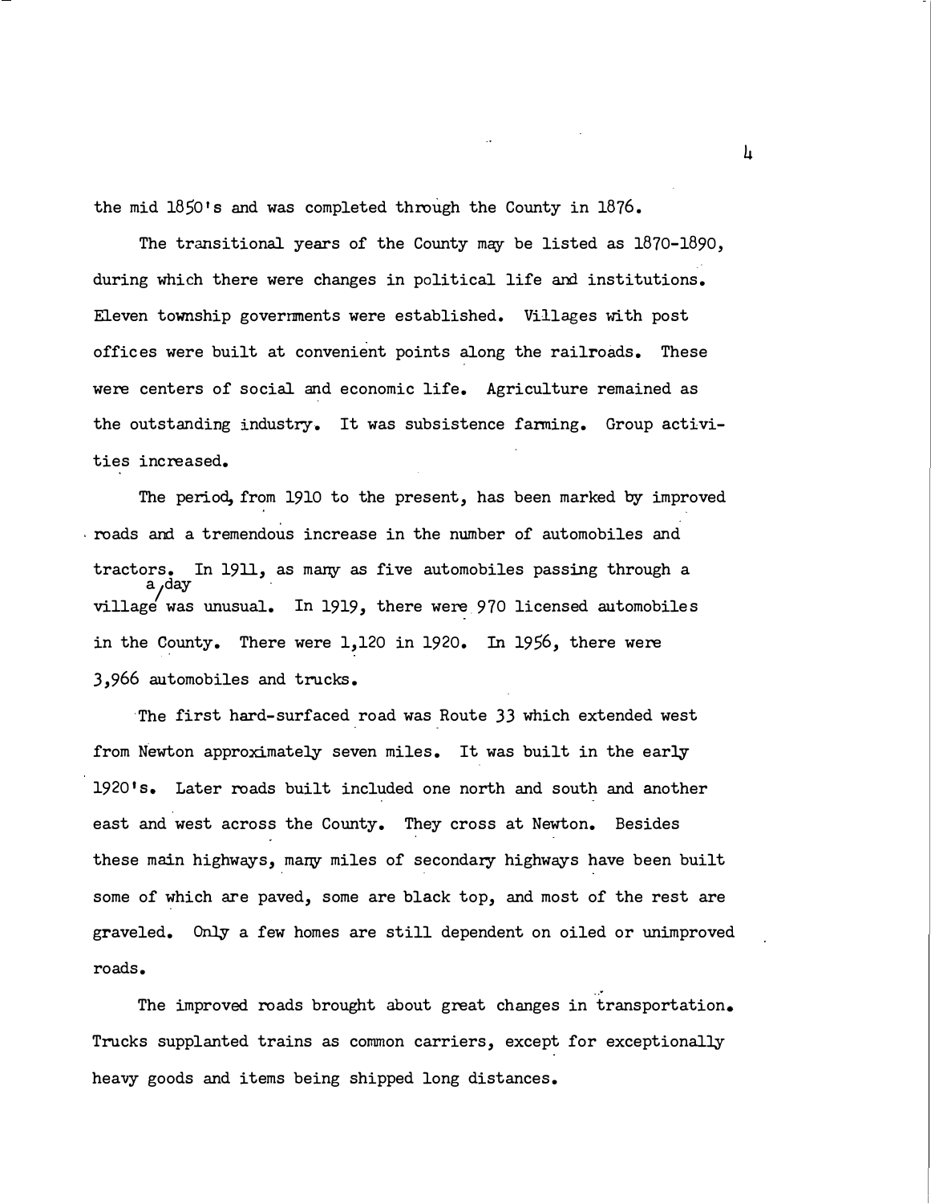the mid 1850's and was completed through the County in 1876.

The transitional years of the County may be listed as 1870-1890, during which there were changes in political life and institutions. Eleven township governments were established. Villages with post offices were built at convenient points along the railroads. These were centers of social and economic life. Agriculture remained as the outstanding industry. It was subsistence farming. Group activities increased.

The period, from 1910 to the present, has been marked by improved roads and a tremendous increase in the number of automobiles and tractors. In 1911, as many as five automobiles passing through a village a day was unusual. In 1919, there were 970 licensed automobiles in the County. There were 1,120 in 1920. In 1956, there were 3,966 automobiles and trucks.

The first hard-surfaced road was Route 33 which extended west from Newton approximately seven miles. It was built in the early 1920's. Later roads built included one north and south and another east and west across the County. They cross at Newton. Besides these main highways, many miles of secondary highways have been built some of which are paved, some are black top, and most of the rest are graveled. Only a few homes are still dependent on oiled or unimproved roads.

The improved roads brought about great changes in transportation. Trucks supplanted trains as common carriers, except for exceptionally heavy goods and items being shipped long distances.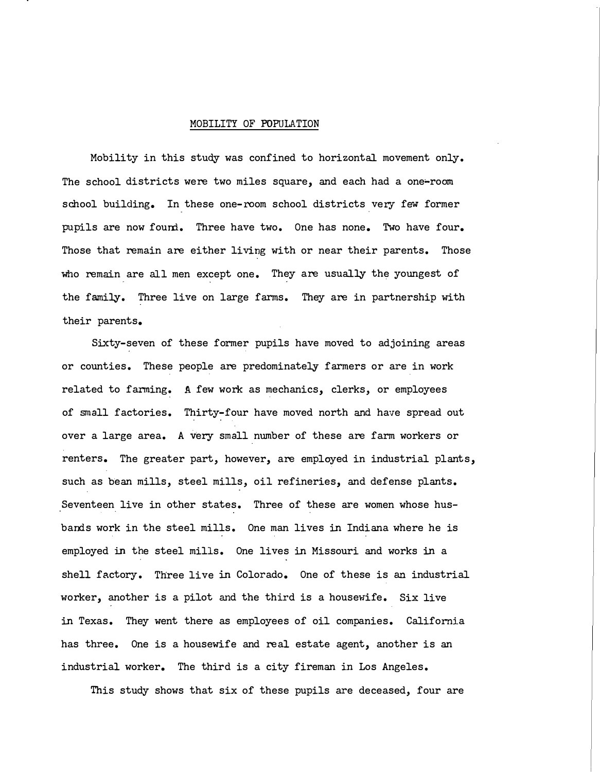## MOBILITY OF POPULATION

Mobility in this study was confined to horizontal movement only. The school districts were two miles square, and each had a one-room school building. In these one-room school districts very few former pupils are now found. Three have two. One has none. Two have four. Those that remain are either living with or near their parents. Those who remain are all men except one. They are usually the youngest of the family. Three live on large farms. They are in partnership with their parents.

Sixty-seven of these former pupils have moved to adjoining areas or counties. These people are predominately farmers or are in work related to farming. A few work as mechanics, clerks, or employees of small factories. Thirty-four have moved north and have spread out over a large area. A very small number of these are farm workers or renters. The greater part, however, are employed in industrial plants, such as bean mills, steel mills, oil refineries, and defense plants. Seventeen live in other states. Three of these are women whose husbands work in the steel mills. One man lives in Indiana where he is employed in the steel mills. One lives in Missouri and works in a shell factory. Three live in Colorado. One of these is an industrial worker, another is a pilot and the third is a housewife. Six live in Texas. They went there as employees of oil companies. California has three. One is a housewife and real estate agent, another is an industrial worker. The third is a city fireman in Los Angeles.

This study shows that six of these pupils are deceased, four are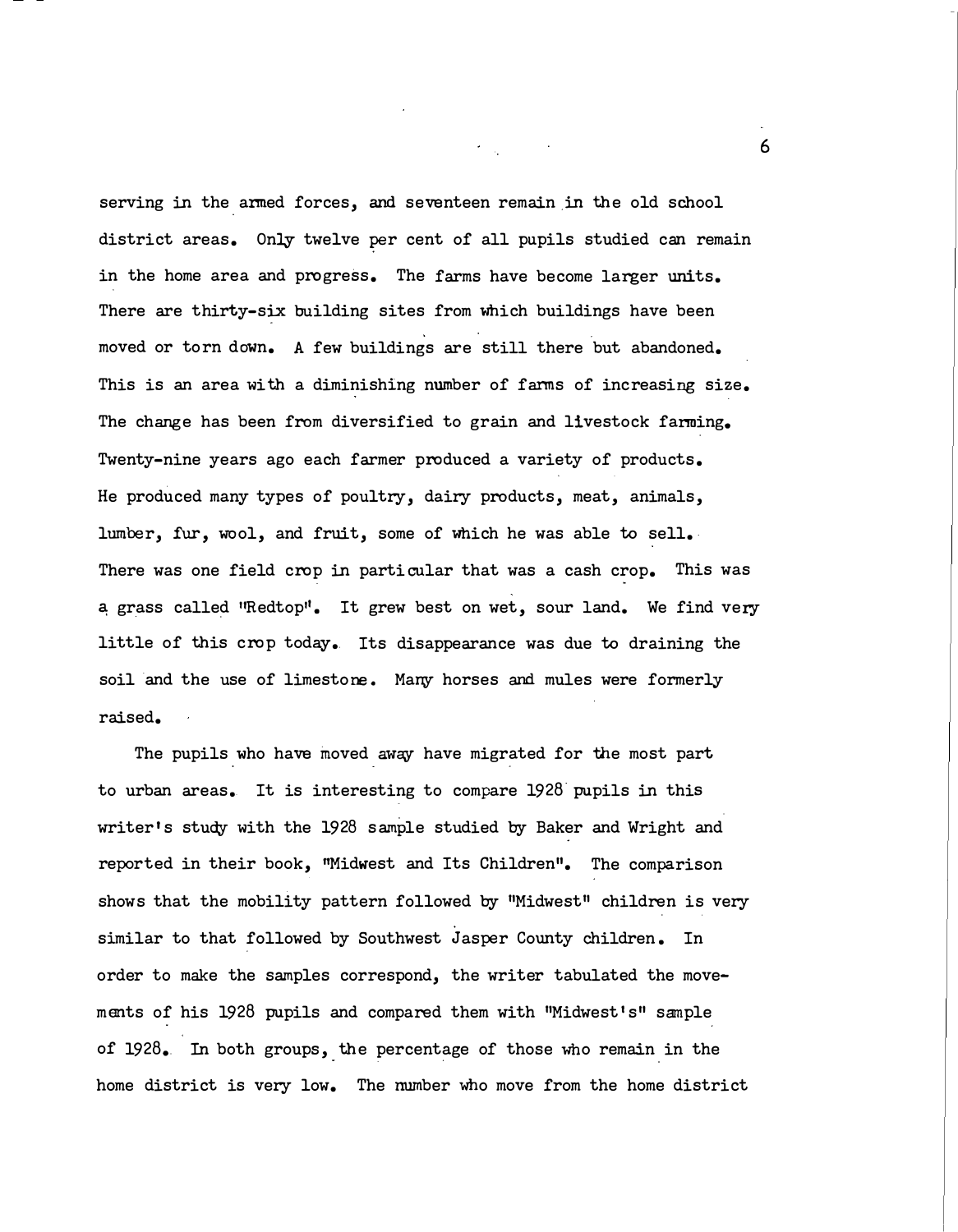serving in the armed forces, and seventeen remain in the old school district areas. Only twelve per cent of all pupils studied can remain in the home area and progress. The farms have become larger units. There are thirty-six building sites from which buildings have been moved or torn down. A few buildings are still there but abandoned. This is an area with a diminishing number of farms of increasing size. The change has been from diversified to grain and livestock farming. Twenty-nine years ago each farmer produced a variety of products. He produced many types of poultry, dairy products, meat, animals, lumber, fur, wool, and fruit, some of which he was able to sell. There was one field crop in particular that was a cash crop. This was a grass called "Redtop". It grew best on wet, sour land. We find very little of this crop today. Its disappearance was due to draining the soil and the use of limestone. Many horses and mules were formerly raised.

The pupils who have moved away have migrated for the most part to urban areas. It is interesting to compare 1928 pupils in this writer's study with the 1928 sample studied by Baker and Wright and reported in their book, "Midwest and Its Children". The comparison shows that the mobility pattern followed by "Midwest" children is very similar to that followed by Southwest Jasper County children. In order to make the samples correspond, the writer tabulated the movements of his 1928 pupils and compared them with "Midwest's" sample of 1928. In both groups, the percentage of those who remain in the home district is very low. The number who move from the home district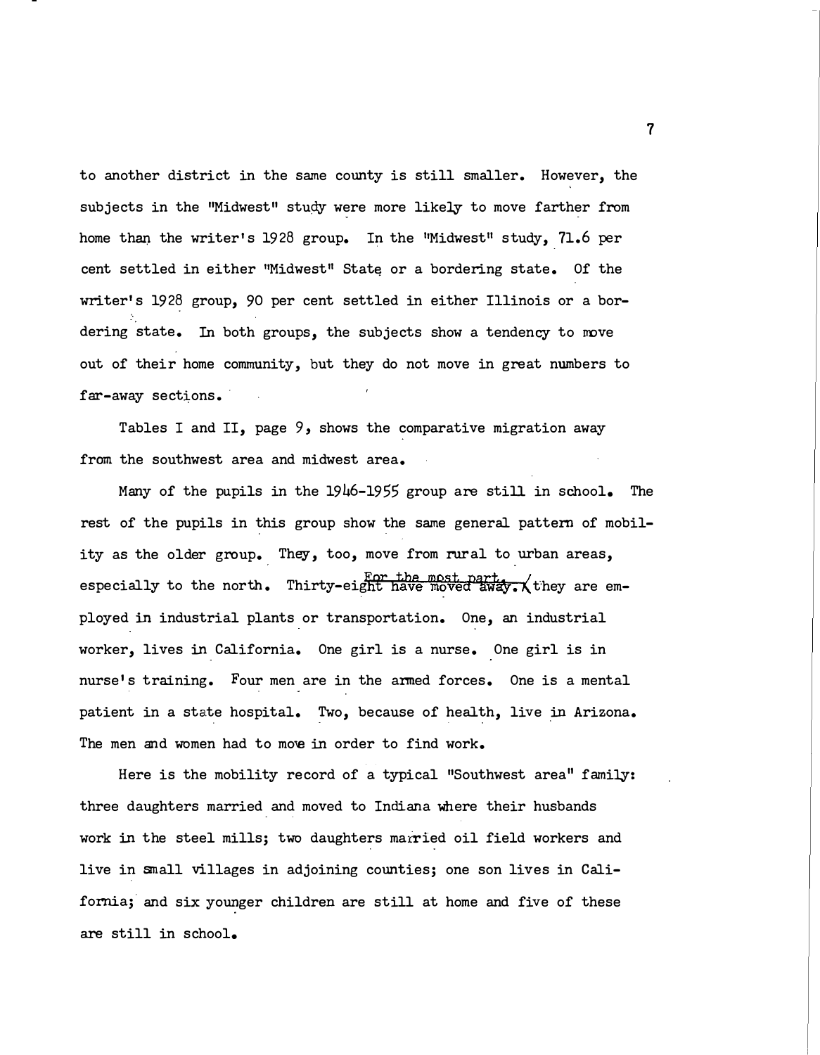to another district in the same county is still smaller. However, the subjects in the "Midwest" study were more likely to move farther from home than the writer's 1928 group. In the "Midwest" study, 71.6 per cent settled in either "Midwest" State or a bordering state. Of the writer's 1928 group, 90 per cent settled in either Illinois or a bordering state. In both groups, the subjects show a tendency to move out of their home community, but they do not move in great numbers to far-away sections.

Tables I and II, page 9, shows the comparative migration away from the southwest area and midwest area.

Many of the pupils in the 1946-1955 group are still in school. The rest of the pupils in this group show the same general pattern of mobility as the older group. They, too, move from rural to urban areas, especially to the north. Thirty-eight have moved away. For the most part, they are employed in industrial plants or transportation. One, an industrial worker, lives in California. One girl is a nurse. One girl is in nurse's training. Four men are in the armed forces. One is a mental patient in a state hospital. Two, because of health, live in Arizona. The men and women had to move in order to find work.

Here is the mobility record of a typical "Southwest area" family: three daughters married and moved to Indiana where their husbands work in the steel mills; two daughters married oil field workers and live in small villages in adjoining counties; one son lives in California; and six younger children are still at home and five of these are still in school.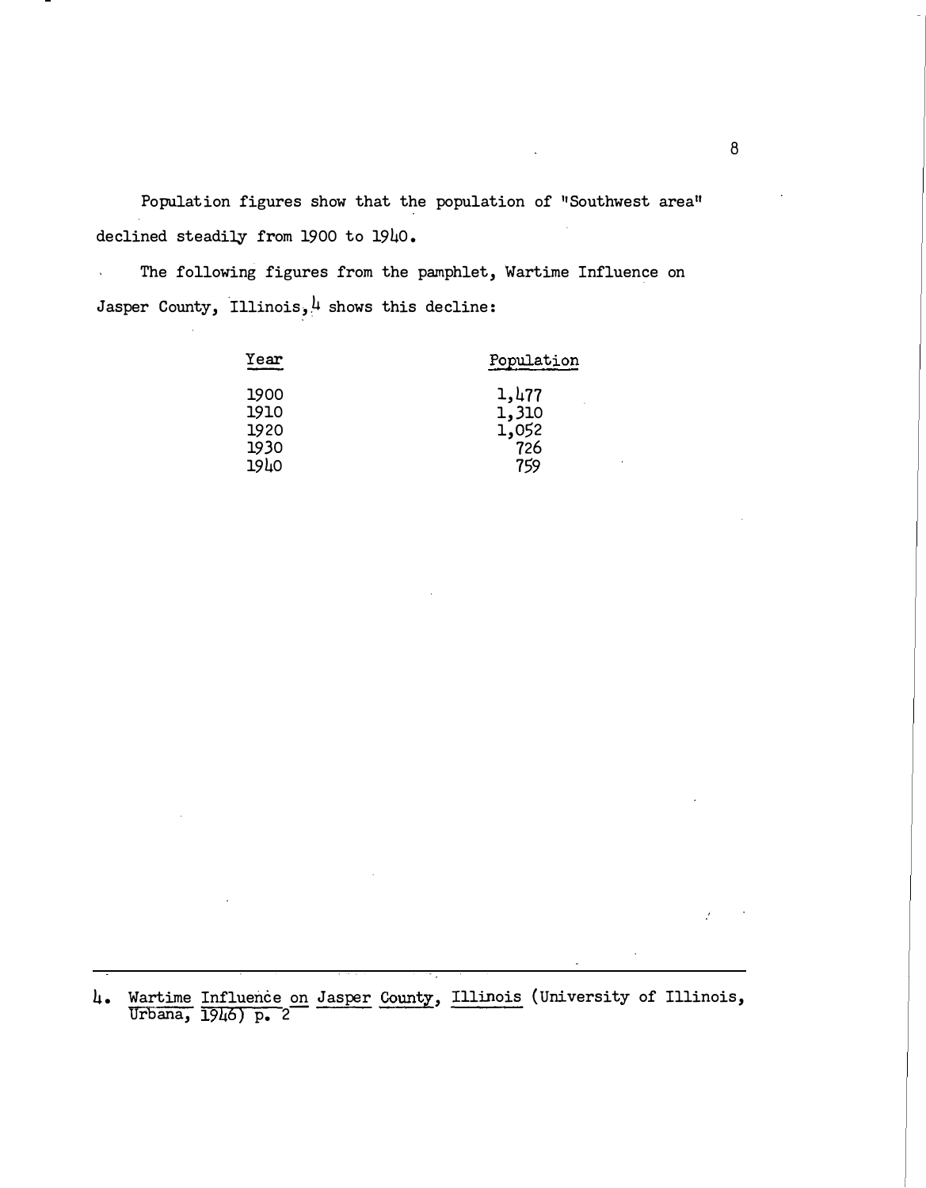Population figures show that the population of "Southwest area" declined steadily from 1900 to 1940.

The following figures from the pamphlet, Wartime Influence on Jasper County, Illinois,[4] shows this decline:

| Year | Population |
|---|---|
| 1900 | 1,477 |
| 1910 | 1,310 |
| 1920 | 1,052 |
| 1930 | 726 |
| 1940 | 759 |

---

4. Wartime Influence on Jasper County, Illinois (University of Illinois, Urbana, 1946) p. 2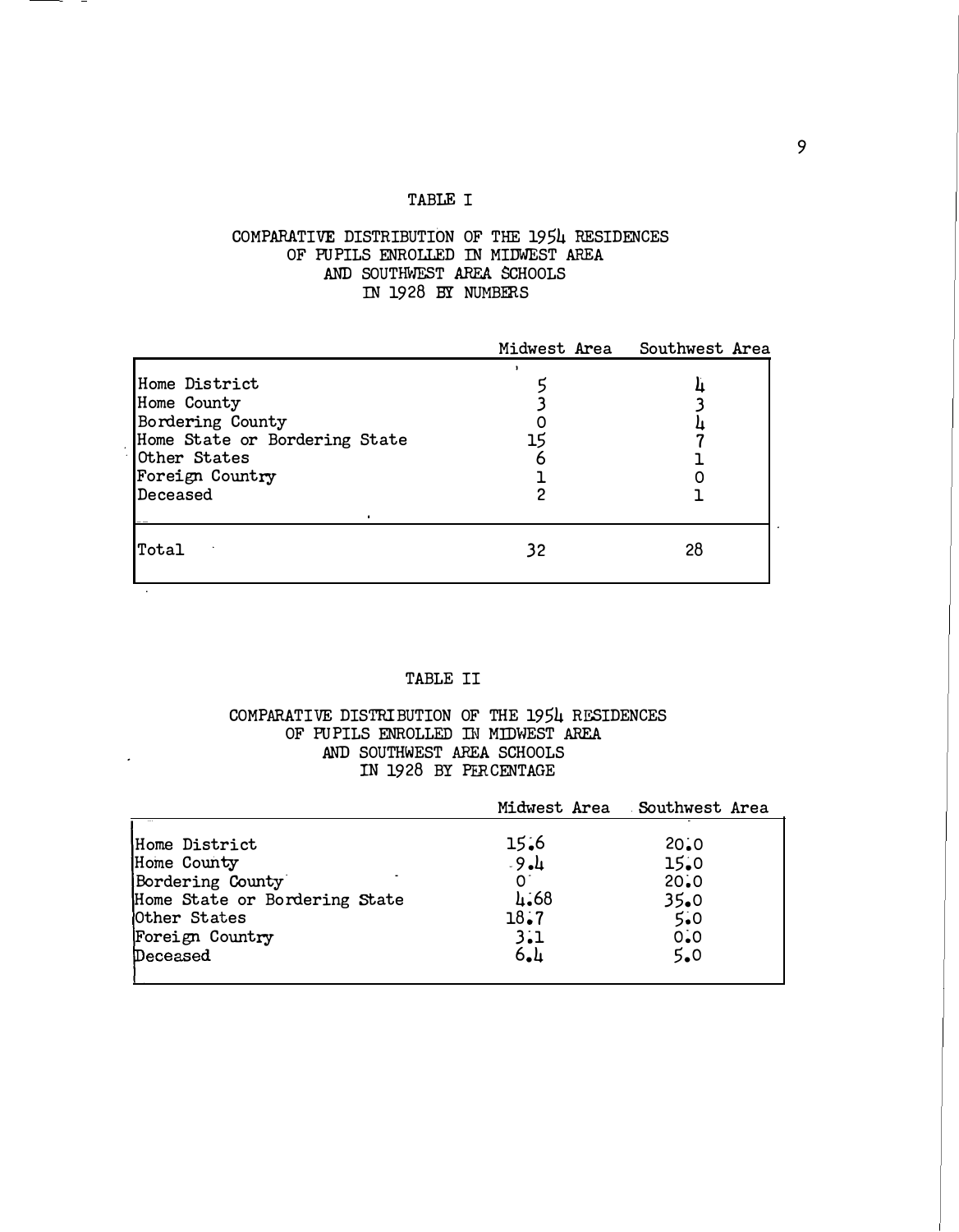TABLE I

COMPARATIVE DISTRIBUTION OF THE 1954 RESIDENCES
OF PUPILS ENROLLED IN MIDWEST AREA
AND SOUTHWEST AREA SCHOOLS
IN 1928 BY NUMBERS

| | Midwest Area | Southwest Area |
|---|---|---|
| Home District | 5 | 4 |
| Home County | 3 | 3 |
| Bordering County | 0 | 4 |
| Home State or Bordering State | 15 | 7 |
| Other States | 6 | 1 |
| Foreign Country | 1 | 0 |
| Deceased | 2 | 1 |
| Total | 32 | 28 |

TABLE II

COMPARATIVE DISTRIBUTION OF THE 1954 RESIDENCES
OF PUPILS ENROLLED IN MIDWEST AREA
AND SOUTHWEST AREA SCHOOLS
IN 1928 BY PERCENTAGE

| | Midwest Area | Southwest Area |
|---|---|---|
| Home District | 15.6 | 20.0 |
| Home County | 9.4 | 15.0 |
| Bordering County | 0 | 20.0 |
| Home State or Bordering State | 4.68 | 35.0 |
| Other States | 18.7 | 5.0 |
| Foreign Country | 3.1 | 0.0 |
| Deceased | 6.4 | 5.0 |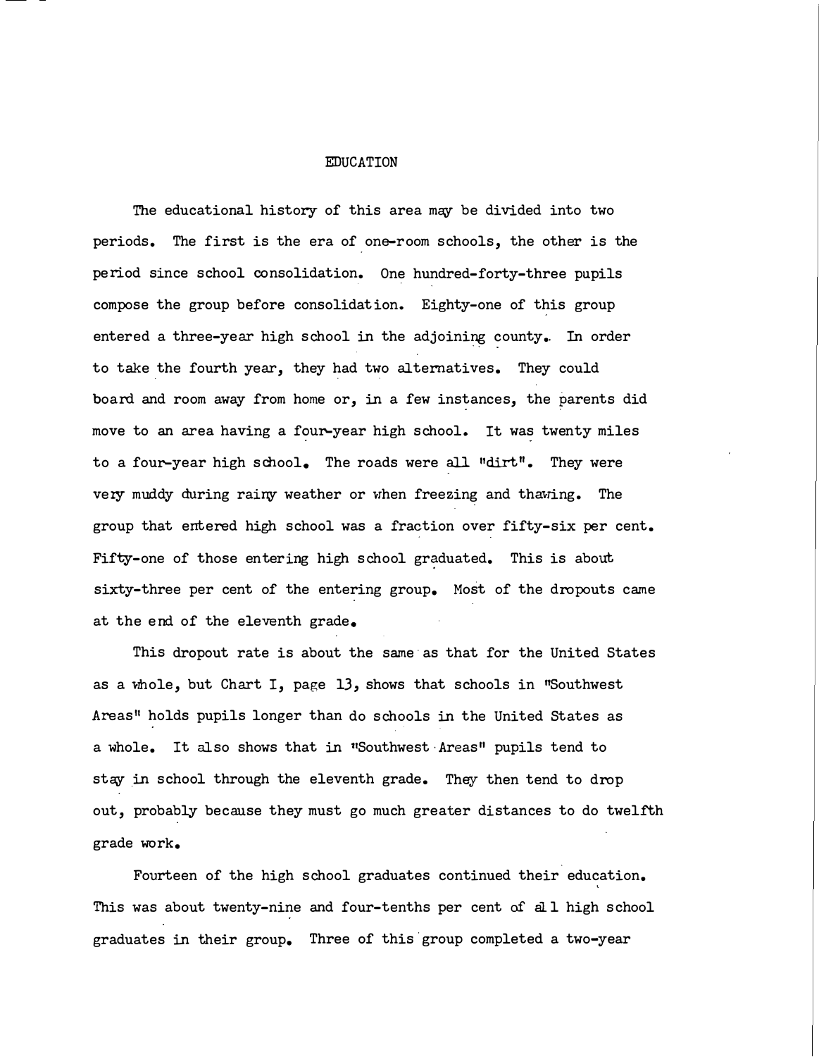# EDUCATION

The educational history of this area may be divided into two periods. The first is the era of one-room schools, the other is the period since school consolidation. One hundred-forty-three pupils compose the group before consolidation. Eighty-one of this group entered a three-year high school in the adjoining county. In order to take the fourth year, they had two alternatives. They could board and room away from home or, in a few instances, the parents did move to an area having a four-year high school. It was twenty miles to a four-year high school. The roads were all "dirt". They were very muddy during rainy weather or when freezing and thawing. The group that entered high school was a fraction over fifty-six per cent. Fifty-one of those entering high school graduated. This is about sixty-three per cent of the entering group. Most of the dropouts came at the end of the eleventh grade.

This dropout rate is about the same as that for the United States as a whole, but Chart I, page 13, shows that schools in "Southwest Areas" holds pupils longer than do schools in the United States as a whole. It also shows that in "Southwest Areas" pupils tend to stay in school through the eleventh grade. They then tend to drop out, probably because they must go much greater distances to do twelfth grade work.

Fourteen of the high school graduates continued their education. This was about twenty-nine and four-tenths per cent of all high school graduates in their group. Three of this group completed a two-year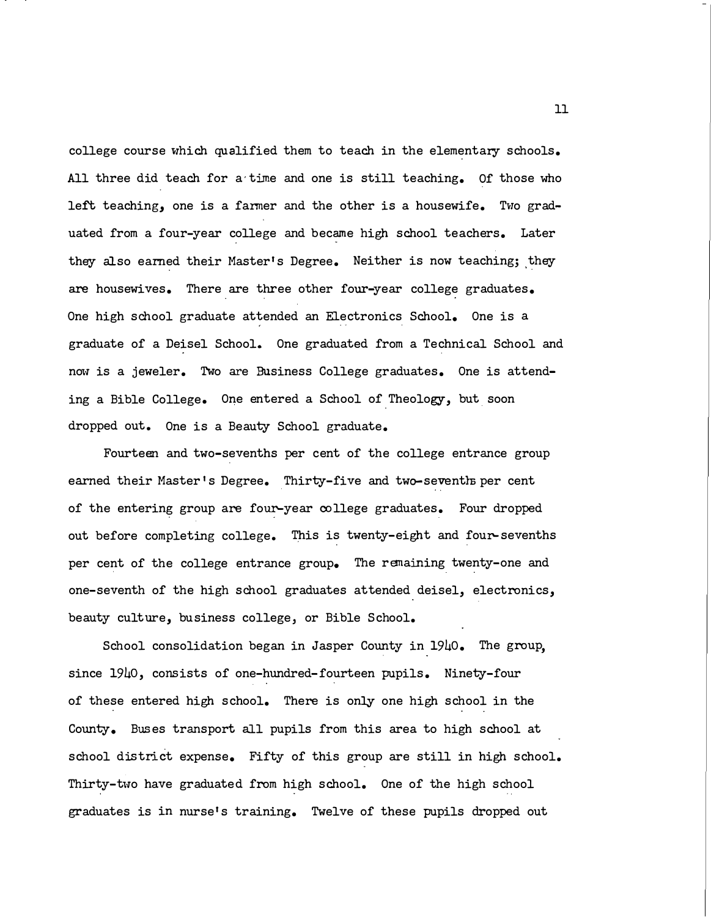college course which qualified them to teach in the elementary schools. All three did teach for a time and one is still teaching. Of those who left teaching, one is a farmer and the other is a housewife. Two graduated from a four-year college and became high school teachers. Later they also earned their Master's Degree. Neither is now teaching; they are housewives. There are three other four-year college graduates. One high school graduate attended an Electronics School. One is a graduate of a Deisel School. One graduated from a Technical School and now is a jeweler. Two are Business College graduates. One is attending a Bible College. One entered a School of Theology, but soon dropped out. One is a Beauty School graduate.

Fourteen and two-sevenths per cent of the college entrance group earned their Master's Degree. Thirty-five and two-sevenths per cent of the entering group are four-year college graduates. Four dropped out before completing college. This is twenty-eight and four-sevenths per cent of the college entrance group. The remaining twenty-one and one-seventh of the high school graduates attended deisel, electronics, beauty culture, business college, or Bible School.

School consolidation began in Jasper County in 1940. The group, since 1940, consists of one-hundred-fourteen pupils. Ninety-four of these entered high school. There is only one high school in the County. Buses transport all pupils from this area to high school at school district expense. Fifty of this group are still in high school. Thirty-two have graduated from high school. One of the high school graduates is in nurse's training. Twelve of these pupils dropped out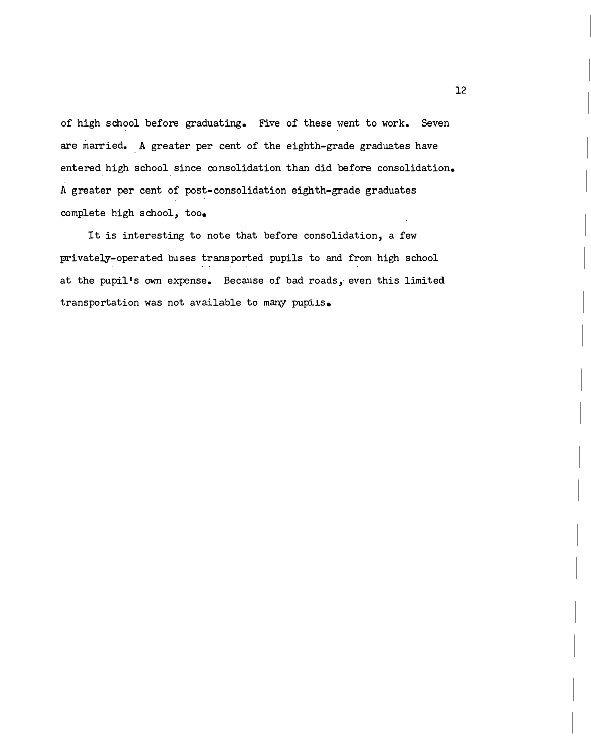of high school before graduating. Five of these went to work. Seven are married. A greater per cent of the eighth-grade graduates have entered high school since consolidation than did before consolidation. A greater per cent of post-consolidation eighth-grade graduates complete high school, too.

It is interesting to note that before consolidation, a few privately-operated buses transported pupils to and from high school at the pupil's own expense. Because of bad roads, even this limited transportation was not available to many pupils.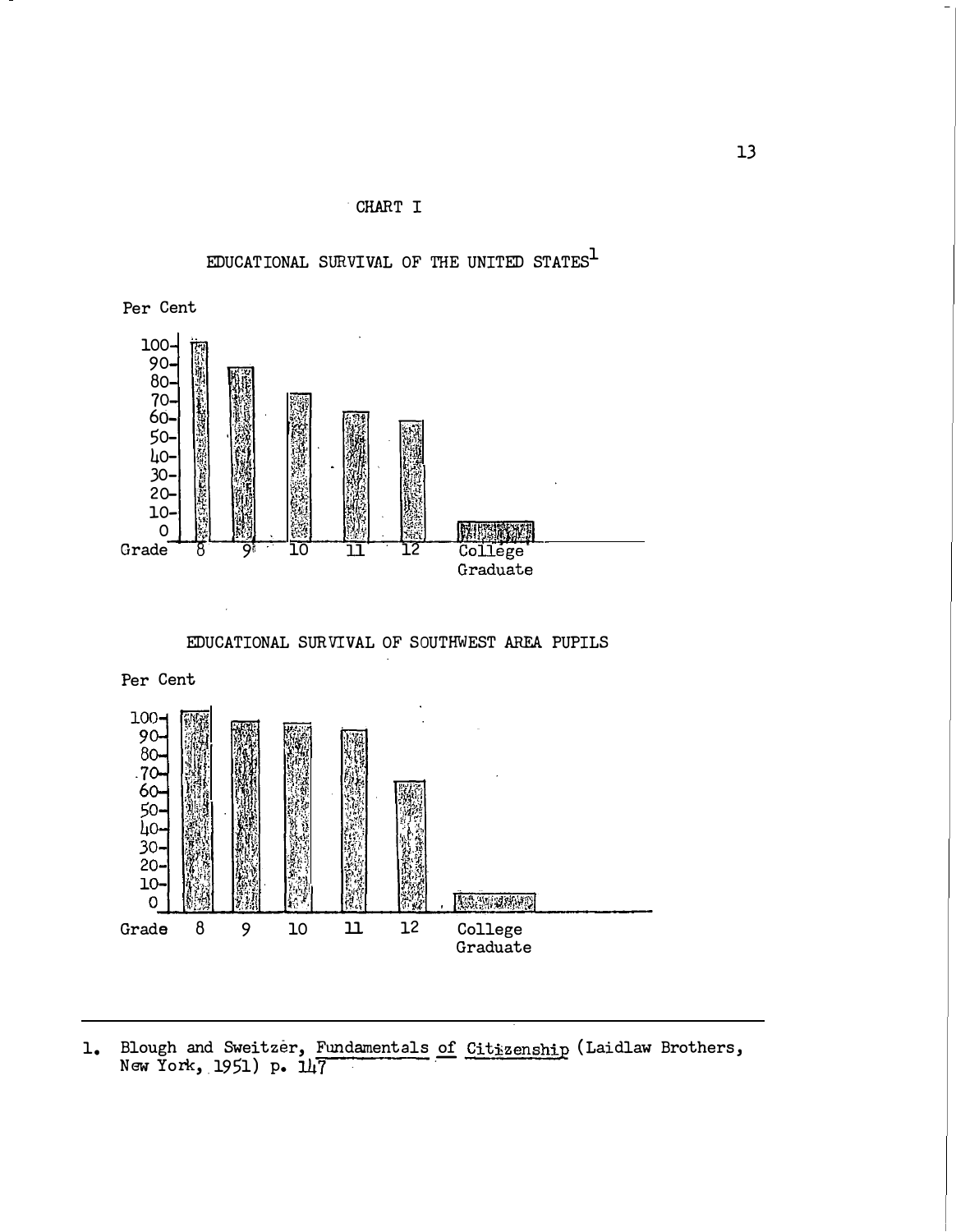CHART I

EDUCATIONAL SURVIVAL OF THE UNITED STATES[1]

Per Cent

100–
90–
80–
70–
60–
50–
40–
30–
20–
10–
0

Grade 8 9 10 11 12 College Graduate

EDUCATIONAL SURVIVAL OF SOUTHWEST AREA PUPILS

Per Cent

100–
90–
80–
70–
60–
50–
40–
30–
20–
10–
0

Grade 8 9 10 11 12 College Graduate

---

1. Blough and Sweitzer, Fundamentals of Citizenship (Laidlaw Brothers, New York, 1951) p. 147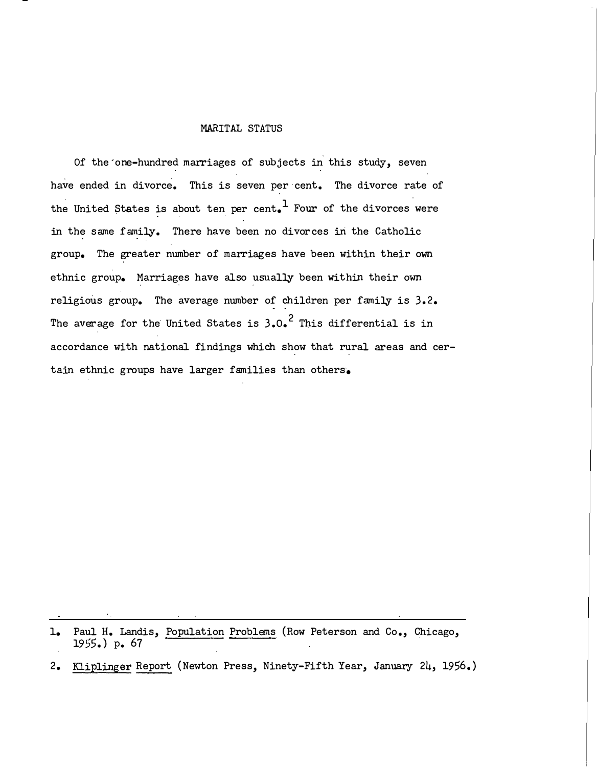## MARITAL STATUS

Of the one-hundred marriages of subjects in this study, seven have ended in divorce. This is seven per cent. The divorce rate of the United States is about ten per cent.[1] Four of the divorces were in the same family. There have been no divorces in the Catholic group. The greater number of marriages have been within their own ethnic group. Marriages have also usually been within their own religious group. The average number of children per family is 3.2. The average for the United States is 3.0.[2] This differential is in accordance with national findings which show that rural areas and certain ethnic groups have larger families than others.

---

1. Paul H. Landis, Population Problems (Row Peterson and Co., Chicago, 1955.) p. 67

2. Kliplinger Report (Newton Press, Ninety-Fifth Year, January 24, 1956.)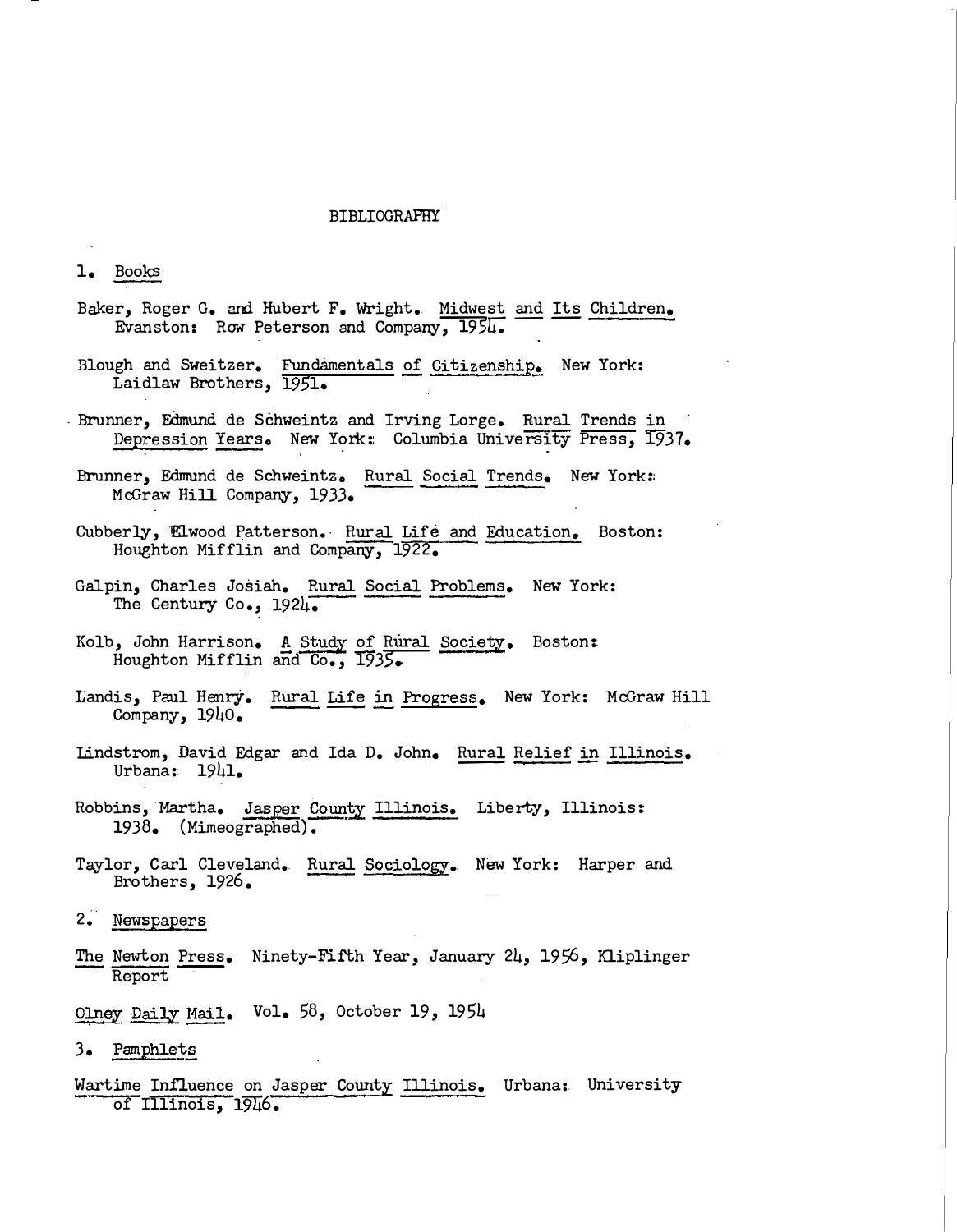# BIBLIOGRAPHY

1. Books

Baker, Roger G. and Hubert F. Wright. Midwest and Its Children. Evanston: Row Peterson and Company, 1954.

Blough and Sweitzer. Fundamentals of Citizenship. New York: Laidlaw Brothers, 1951.

Brunner, Edmund de Schweintz and Irving Lorge. Rural Trends in Depression Years. New York: Columbia University Press, 1937.

Brunner, Edmund de Schweintz. Rural Social Trends. New York: McGraw Hill Company, 1933.

Cubberly, Elwood Patterson. Rural Life and Education. Boston: Houghton Mifflin and Company, 1922.

Galpin, Charles Josiah. Rural Social Problems. New York: The Century Co., 1924.

Kolb, John Harrison. A Study of Rural Society. Boston: Houghton Mifflin and Co., 1935.

Landis, Paul Henry. Rural Life in Progress. New York: McGraw Hill Company, 1940.

Lindstrom, David Edgar and Ida D. John. Rural Relief in Illinois. Urbana: 1941.

Robbins, Martha. Jasper County Illinois. Liberty, Illinois: 1938. (Mimeographed).

Taylor, Carl Cleveland. Rural Sociology. New York: Harper and Brothers, 1926.

2. Newspapers

The Newton Press. Ninety-Fifth Year, January 24, 1956, Kliplinger Report

Olney Daily Mail. Vol. 58, October 19, 1954

3. Pamphlets

Wartime Influence on Jasper County Illinois. Urbana: University of Illinois, 1946.